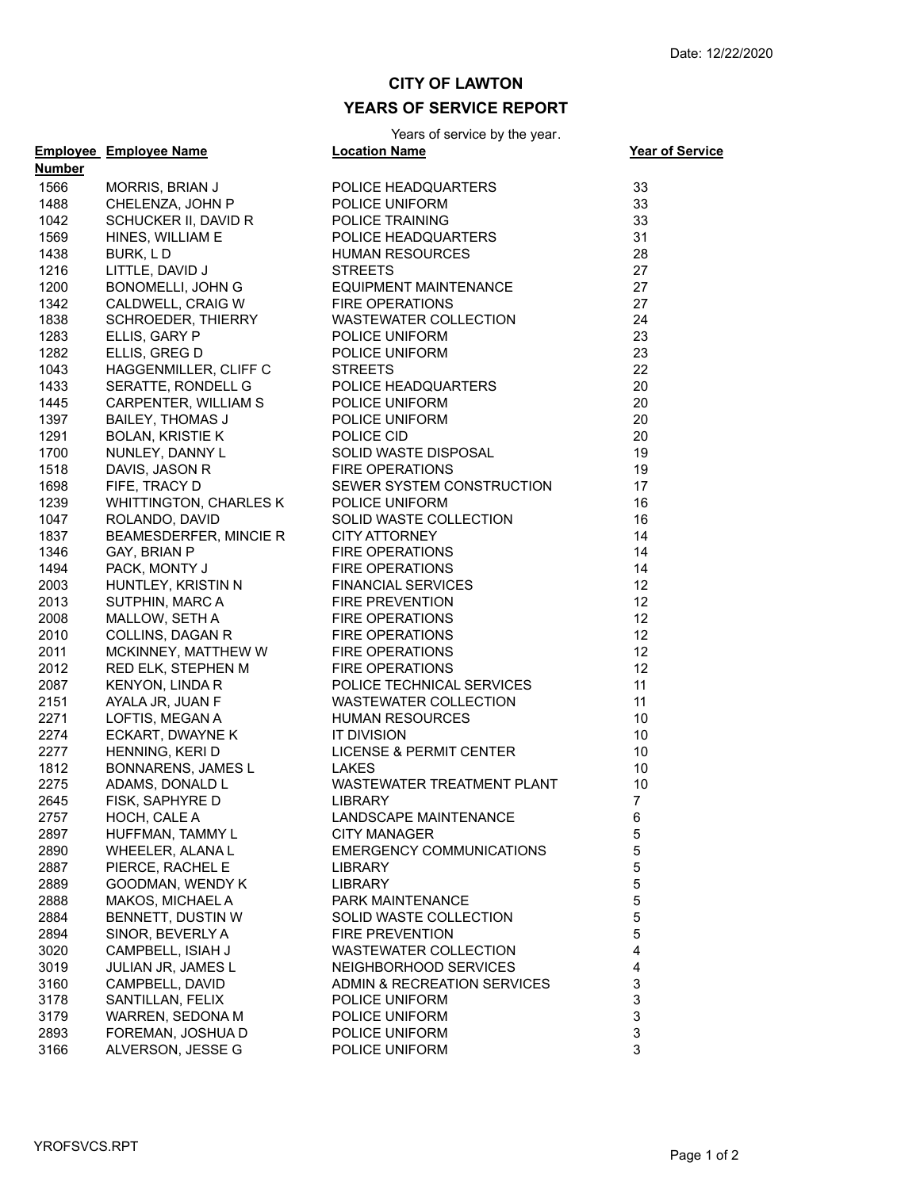Date: 12/22/2020

# CITY OF LAWTON

## YEARS OF SERVICE REPORT

Years of service by the year.

| Employee Number | Employee Name | Location Name | Year of Service |
|---|---|---|---|
| 1566 | MORRIS, BRIAN J | POLICE HEADQUARTERS | 33 |
| 1488 | CHELENZA, JOHN P | POLICE UNIFORM | 33 |
| 1042 | SCHUCKER II, DAVID R | POLICE TRAINING | 33 |
| 1569 | HINES, WILLIAM E | POLICE HEADQUARTERS | 31 |
| 1438 | BURK, L D | HUMAN RESOURCES | 28 |
| 1216 | LITTLE, DAVID J | STREETS | 27 |
| 1200 | BONOMELLI, JOHN G | EQUIPMENT MAINTENANCE | 27 |
| 1342 | CALDWELL, CRAIG W | FIRE OPERATIONS | 27 |
| 1838 | SCHROEDER, THIERRY | WASTEWATER COLLECTION | 24 |
| 1283 | ELLIS, GARY P | POLICE UNIFORM | 23 |
| 1282 | ELLIS, GREG D | POLICE UNIFORM | 23 |
| 1043 | HAGGENMILLER, CLIFF C | STREETS | 22 |
| 1433 | SERATTE, RONDELL G | POLICE HEADQUARTERS | 20 |
| 1445 | CARPENTER, WILLIAM S | POLICE UNIFORM | 20 |
| 1397 | BAILEY, THOMAS J | POLICE UNIFORM | 20 |
| 1291 | BOLAN, KRISTIE K | POLICE CID | 20 |
| 1700 | NUNLEY, DANNY L | SOLID WASTE DISPOSAL | 19 |
| 1518 | DAVIS, JASON R | FIRE OPERATIONS | 19 |
| 1698 | FIFE, TRACY D | SEWER SYSTEM CONSTRUCTION | 17 |
| 1239 | WHITTINGTON, CHARLES K | POLICE UNIFORM | 16 |
| 1047 | ROLANDO, DAVID | SOLID WASTE COLLECTION | 16 |
| 1837 | BEAMESDERFER, MINCIE R | CITY ATTORNEY | 14 |
| 1346 | GAY, BRIAN P | FIRE OPERATIONS | 14 |
| 1494 | PACK, MONTY J | FIRE OPERATIONS | 14 |
| 2003 | HUNTLEY, KRISTIN N | FINANCIAL SERVICES | 12 |
| 2013 | SUTPHIN, MARC A | FIRE PREVENTION | 12 |
| 2008 | MALLOW, SETH A | FIRE OPERATIONS | 12 |
| 2010 | COLLINS, DAGAN R | FIRE OPERATIONS | 12 |
| 2011 | MCKINNEY, MATTHEW W | FIRE OPERATIONS | 12 |
| 2012 | RED ELK, STEPHEN M | FIRE OPERATIONS | 12 |
| 2087 | KENYON, LINDA R | POLICE TECHNICAL SERVICES | 11 |
| 2151 | AYALA JR, JUAN F | WASTEWATER COLLECTION | 11 |
| 2271 | LOFTIS, MEGAN A | HUMAN RESOURCES | 10 |
| 2274 | ECKART, DWAYNE K | IT DIVISION | 10 |
| 2277 | HENNING, KERI D | LICENSE & PERMIT CENTER | 10 |
| 1812 | BONNARENS, JAMES L | LAKES | 10 |
| 2275 | ADAMS, DONALD L | WASTEWATER TREATMENT PLANT | 10 |
| 2645 | FISK, SAPHYRE D | LIBRARY | 7 |
| 2757 | HOCH, CALE A | LANDSCAPE MAINTENANCE | 6 |
| 2897 | HUFFMAN, TAMMY L | CITY MANAGER | 5 |
| 2890 | WHEELER, ALANA L | EMERGENCY COMMUNICATIONS | 5 |
| 2887 | PIERCE, RACHEL E | LIBRARY | 5 |
| 2889 | GOODMAN, WENDY K | LIBRARY | 5 |
| 2888 | MAKOS, MICHAEL A | PARK MAINTENANCE | 5 |
| 2884 | BENNETT, DUSTIN W | SOLID WASTE COLLECTION | 5 |
| 2894 | SINOR, BEVERLY A | FIRE PREVENTION | 5 |
| 3020 | CAMPBELL, ISIAH J | WASTEWATER COLLECTION | 4 |
| 3019 | JULIAN JR, JAMES L | NEIGHBORHOOD SERVICES | 4 |
| 3160 | CAMPBELL, DAVID | ADMIN & RECREATION SERVICES | 3 |
| 3178 | SANTILLAN, FELIX | POLICE UNIFORM | 3 |
| 3179 | WARREN, SEDONA M | POLICE UNIFORM | 3 |
| 2893 | FOREMAN, JOSHUA D | POLICE UNIFORM | 3 |
| 3166 | ALVERSON, JESSE G | POLICE UNIFORM | 3 |

YROFSVCS.RPT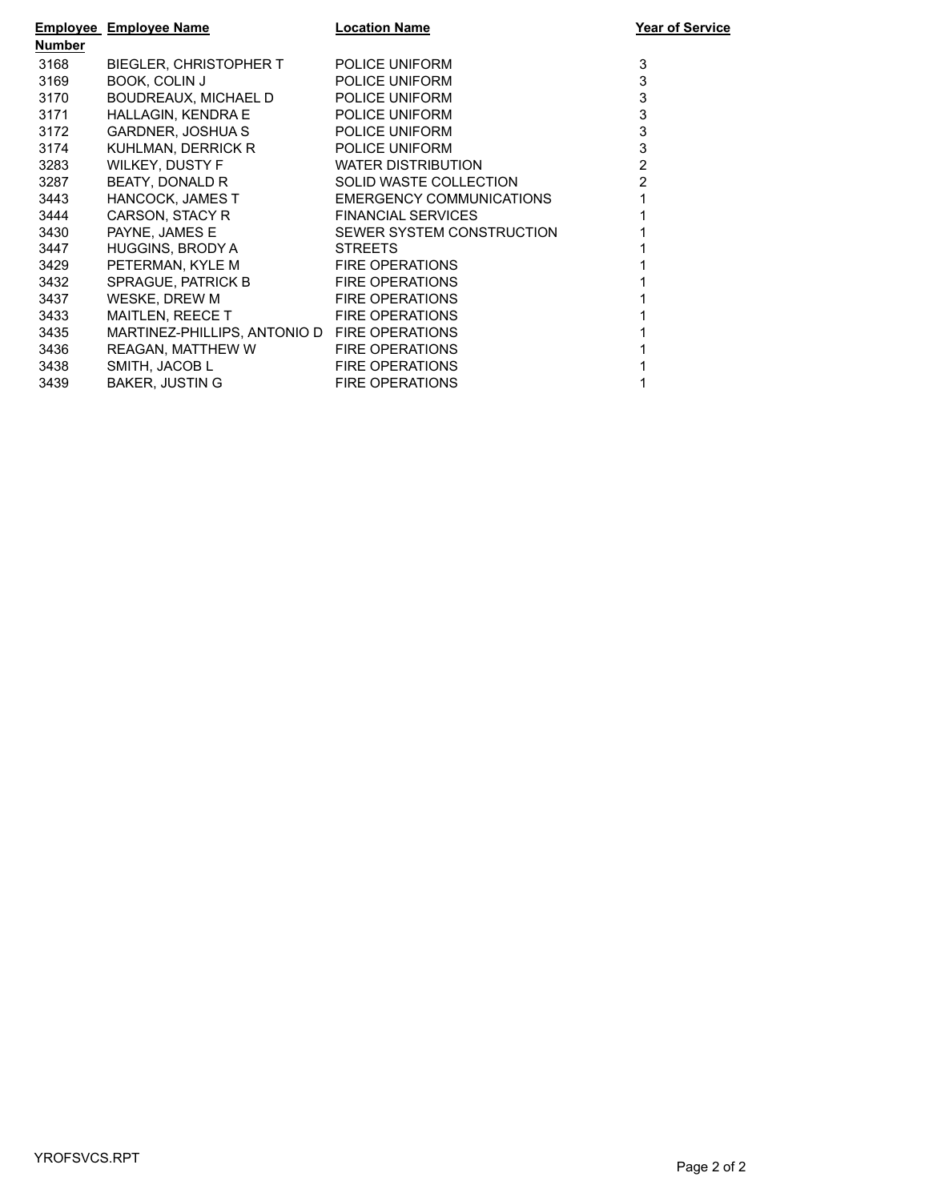| Employee Number | Employee Name | Location Name | Year of Service |
| --- | --- | --- | --- |
| 3168 | BIEGLER, CHRISTOPHER T | POLICE UNIFORM | 3 |
| 3169 | BOOK, COLIN J | POLICE UNIFORM | 3 |
| 3170 | BOUDREAUX, MICHAEL D | POLICE UNIFORM | 3 |
| 3171 | HALLAGIN, KENDRA E | POLICE UNIFORM | 3 |
| 3172 | GARDNER, JOSHUA S | POLICE UNIFORM | 3 |
| 3174 | KUHLMAN, DERRICK R | POLICE UNIFORM | 3 |
| 3283 | WILKEY, DUSTY F | WATER DISTRIBUTION | 2 |
| 3287 | BEATY, DONALD R | SOLID WASTE COLLECTION | 2 |
| 3443 | HANCOCK, JAMES T | EMERGENCY COMMUNICATIONS | 1 |
| 3444 | CARSON, STACY R | FINANCIAL SERVICES | 1 |
| 3430 | PAYNE, JAMES E | SEWER SYSTEM CONSTRUCTION | 1 |
| 3447 | HUGGINS, BRODY A | STREETS | 1 |
| 3429 | PETERMAN, KYLE M | FIRE OPERATIONS | 1 |
| 3432 | SPRAGUE, PATRICK B | FIRE OPERATIONS | 1 |
| 3437 | WESKE, DREW M | FIRE OPERATIONS | 1 |
| 3433 | MAITLEN, REECE T | FIRE OPERATIONS | 1 |
| 3435 | MARTINEZ-PHILLIPS, ANTONIO D | FIRE OPERATIONS | 1 |
| 3436 | REAGAN, MATTHEW W | FIRE OPERATIONS | 1 |
| 3438 | SMITH, JACOB L | FIRE OPERATIONS | 1 |
| 3439 | BAKER, JUSTIN G | FIRE OPERATIONS | 1 |

YROFSVCS.RPT